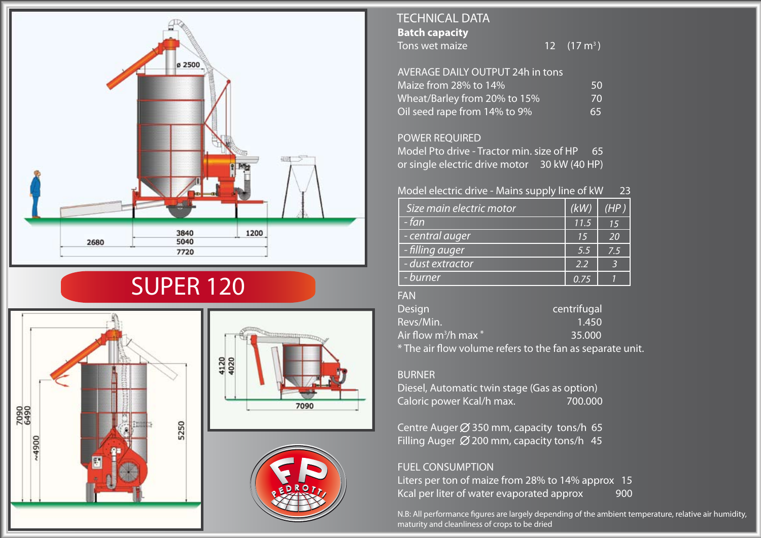# SUPER 120

## TECHNICAL DATA

**Batch capacity**

Tons wet maize 12 (17 m³)

AVERAGE DAILY OUTPUT 24h in tons

| | |
|---|---|
| Maize from 28% to 14% | 50 |
| Wheat/Barley from 20% to 15% | 70 |
| Oil seed rape from 14% to 9% | 65 |

POWER REQUIRED

Model Pto drive - Tractor min. size of HP 65

or single electric drive motor 30 kW (40 HP)

Model electric drive - Mains supply line of kW 23

| *Size main electric motor* | *(kW)* | *(HP)* |
|---|---|---|
| *- fan* | *11.5* | *15* |
| *- central auger* | *15* | *20* |
| *- filling auger* | *5.5* | *7.5* |
| *- dust extractor* | *2.2* | *3* |
| *- burner* | *0.75* | *1* |

FAN

| | |
|---|---|
| Design | centrifugal |
| Revs/Min. | 1.450 |
| Air flow m³/h max * | 35.000 |

\* The air flow volume refers to the fan as separate unit.

BURNER

Diesel, Automatic twin stage (Gas as option)

Caloric power Kcal/h max. 700.000

Centre Auger Ø 350 mm, capacity tons/h 65

Filling Auger Ø 200 mm, capacity tons/h 45

FUEL CONSUMPTION

Liters per ton of maize from 28% to 14% approx 15

Kcal per liter of water evaporated approx 900

N.B: All performance figures are largely depending of the ambient temperature, relative air humidity, maturity and cleanliness of crops to be dried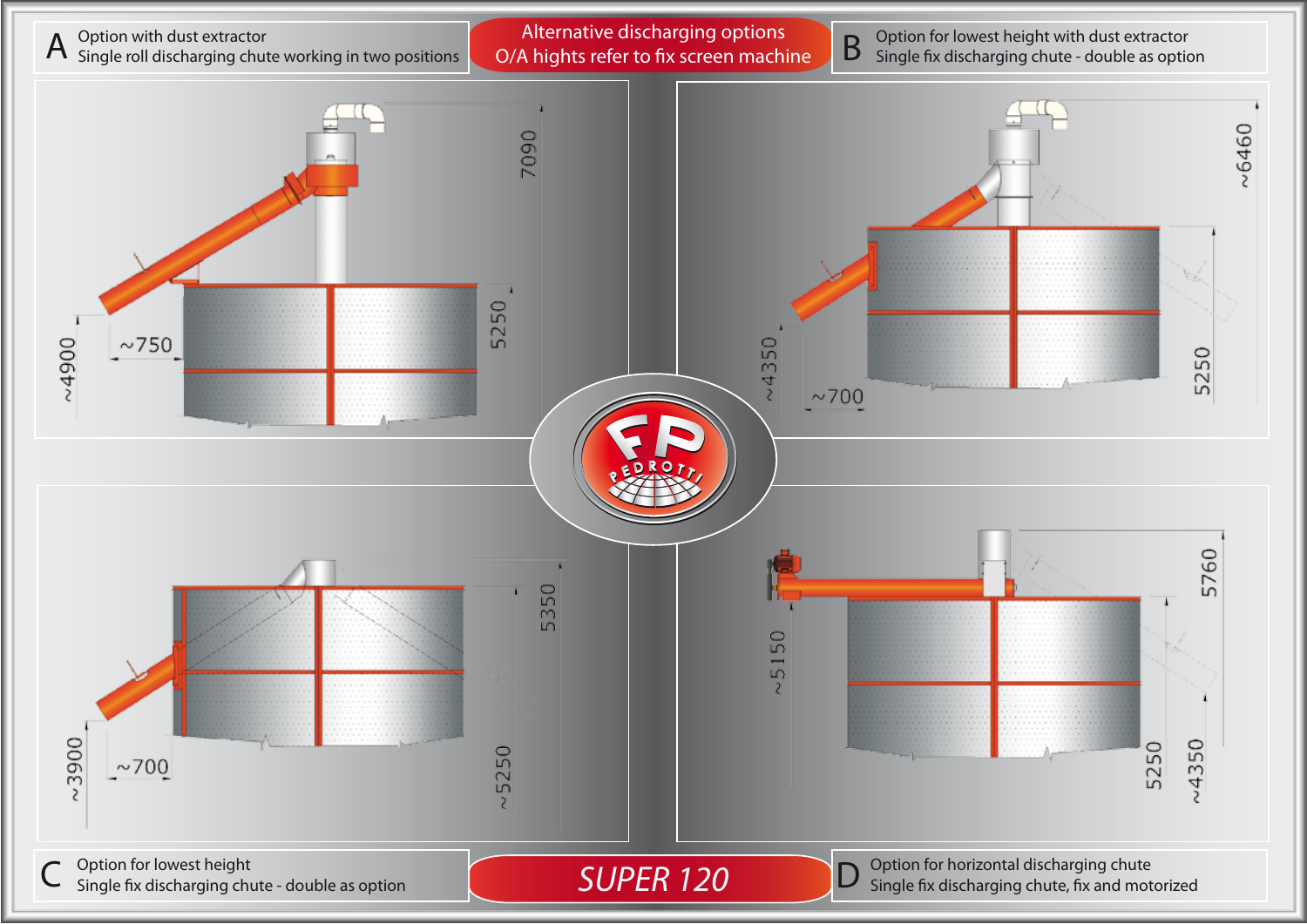A Option with dust extractor
Single roll discharging chute working in two positions

Alternative discharging options
O/A hights refer to fix screen machine

B Option for lowest height with dust extractor
Single fix discharging chute - double as option

7090
5250
~4900
~750

~6460
5250
~4350
~700

5350
~5250
~3900
~700

5760
5250
~4350
~5150

C Option for lowest height
Single fix discharging chute - double as option

SUPER 120

D Option for horizontal discharging chute
Single fix discharging chute, fix and motorized